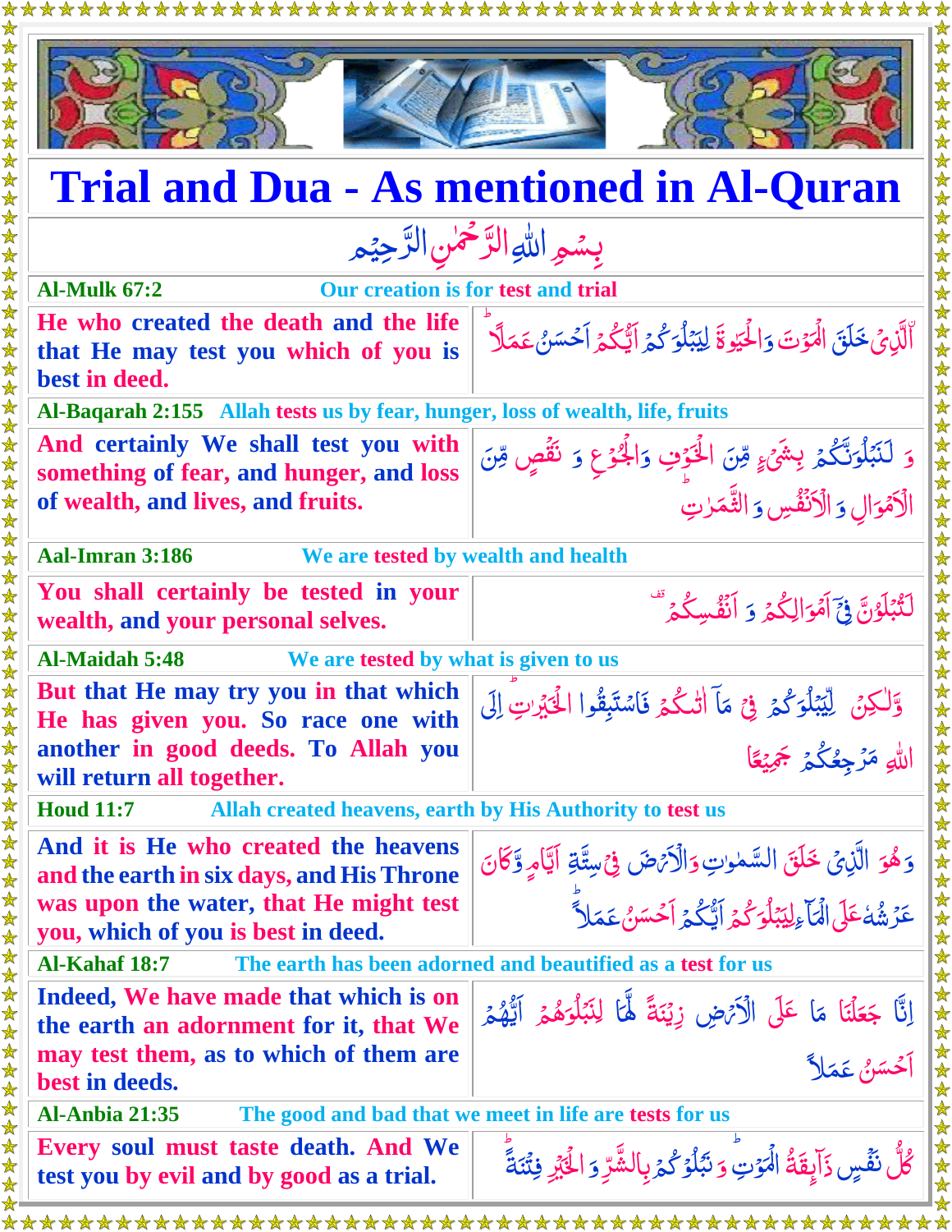# Trial and Dua - As mentioned in Al-Quran

بِسْمِ اللّٰهِ الرَّحْمٰنِ الرَّحِيْم

**Al-Mulk 67:2** — Our creation is for test and trial

| | |
|---|---|
| He who created the death and the life that He may test you which of you is best in deed. | الَّذِىْ خَلَقَ الْمَوْتَ وَالْحَيٰوةَ لِيَبْلُوَكُمْ اَيُّكُمْ اَحْسَنُ عَمَلًا ؕ |

**Al-Baqarah 2:155** — Allah tests us by fear, hunger, loss of wealth, life, fruits

| | |
|---|---|
| And certainly We shall test you with something of fear, and hunger, and loss of wealth, and lives, and fruits. | وَ لَنَبْلُوَنَّكُمْ بِشَىْءٍ مِّنَ الْخَوْفِ وَالْجُوْعِ وَ نَقْصٍ مِّنَ الْاَمْوَالِ وَ الْاَنْفُسِ وَ الثَّمَرٰتِ ؕ |

**Aal-Imran 3:186** — We are tested by wealth and health

| | |
|---|---|
| You shall certainly be tested in your wealth, and your personal selves. | لَتُبْلَوُنَّ فِىْٓ اَمْوَالِكُمْ وَ اَنْفُسِكُمْ ۟ |

**Al-Maidah 5:48** — We are tested by what is given to us

| | |
|---|---|
| But that He may try you in that which He has given you. So race one with another in good deeds. To Allah you will return all together. | وَّلٰـكِنْ لِّيَبْلُوَكُمْ فِىْ مَاۤ اٰتٰٮكُمْ فَاسْتَبِقُوا الْخَيْرٰتِ ؕ اِلَى اللّٰهِ مَرْجِعُكُمْ جَمِيْعًا |

**Houd 11:7** — Allah created heavens, earth by His Authority to test us

| | |
|---|---|
| And it is He who created the heavens and the earth in six days, and His Throne was upon the water, that He might test you, which of you is best in deed. | وَهُوَ الَّذِىْ خَلَقَ السَّمٰوٰتِ وَالْاَرْضَ فِىْ سِتَّةِ اَيَّامٍ وَّكَانَ عَرْشُهٗ عَلَى الْمَآءِ لِيَبْلُوَكُمْ اَيُّكُمْ اَحْسَنُ عَمَلًا ؕ |

**Al-Kahaf 18:7** — The earth has been adorned and beautified as a test for us

| | |
|---|---|
| Indeed, We have made that which is on the earth an adornment for it, that We may test them, as to which of them are best in deeds. | اِنَّا جَعَلْنَا مَا عَلَى الْاَرْضِ زِيْنَةً لَّهَا لِنَبْلُوَهُمْ اَيُّهُمْ اَحْسَنُ عَمَلًا |

**Al-Anbia 21:35** — The good and bad that we meet in life are tests for us

| | |
|---|---|
| Every soul must taste death. And We test you by evil and by good as a trial. | كُلُّ نَفْسٍ ذَآئِقَةُ الْمَوْتِ ؕ وَ نَبْلُوْكُمْ بِالشَّرِّ وَ الْخَيْرِ فِتْنَةً ؕ |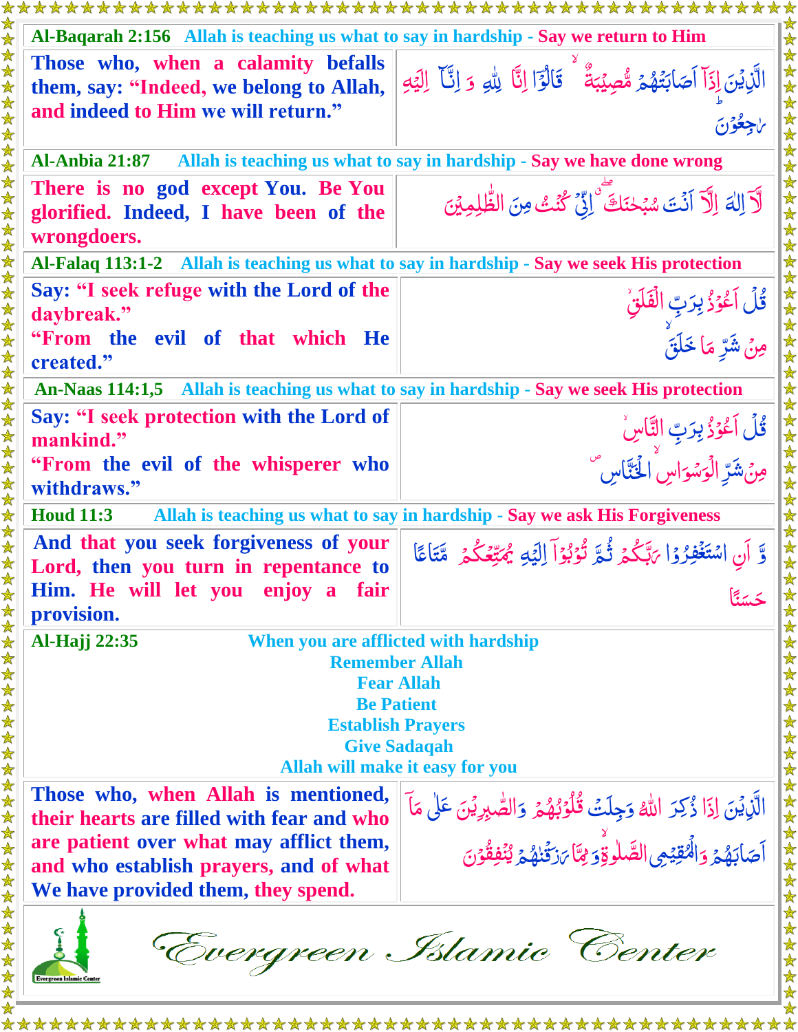**Al-Baqarah 2:156** Allah is teaching us what to say in hardship - Say we return to Him

| | |
|---|---|
| Those who, when a calamity befalls them, say: "Indeed, we belong to Allah, and indeed to Him we will return." | الَّذِيْنَ اِذَآ اَصَابَتْهُمْ مُّصِيْبَةٌ ۙ قَالُوْٓا اِنَّا لِلّٰهِ وَ اِنَّآ اِلَيْهِ رٰجِعُوْنَ ؕ |

**Al-Anbia 21:87** Allah is teaching us what to say in hardship - Say we have done wrong

| | |
|---|---|
| There is no god except You. Be You glorified. Indeed, I have been of the wrongdoers. | لَآ اِلٰهَ اِلَّآ اَنْتَ سُبْحٰنَكَ ۖ اِنِّىْ كُنْتُ مِنَ الظّٰلِمِيْنَ |

**Al-Falaq 113:1-2** Allah is teaching us what to say in hardship - Say we seek His protection

| | |
|---|---|
| Say: "I seek refuge with the Lord of the daybreak."<br>"From the evil of that which He created." | قُلْ اَعُوْذُ بِرَبِّ الْفَلَقِ ۙ<br>مِنْ شَرِّ مَا خَلَقَ ۙ |

**An-Naas 114:1,5** Allah is teaching us what to say in hardship - Say we seek His protection

| | |
|---|---|
| Say: "I seek protection with the Lord of mankind."<br>"From the evil of the whisperer who withdraws." | قُلْ اَعُوْذُ بِرَبِّ النَّاسِ ۙ<br>مِنْ شَرِّ الْوَسْوَاسِ ۙ الْخَنَّاسِ ۖ |

**Houd 11:3** Allah is teaching us what to say in hardship - Say we ask His Forgiveness

| | |
|---|---|
| And that you seek forgiveness of your Lord, then you turn in repentance to Him. He will let you enjoy a fair provision. | وَّ اَنِ اسْتَغْفِرُوْا رَبَّكُمْ ثُمَّ تُوْبُوْٓا اِلَيْهِ يُمَتِّعْكُمْ مَّتَاعًا حَسَنًا |

**Al-Hajj 22:35**

When you are afflicted with hardship
Remember Allah
Fear Allah
Be Patient
Establish Prayers
Give Sadaqah
Allah will make it easy for you

| | |
|---|---|
| Those who, when Allah is mentioned, their hearts are filled with fear and who are patient over what may afflict them, and who establish prayers, and of what We have provided them, they spend. | الَّذِيْنَ اِذَا ذُكِرَ اللّٰهُ وَجِلَتْ قُلُوْبُهُمْ وَالصّٰبِرِيْنَ عَلٰى مَآ اَصَابَهُمْ وَالْمُقِيْمِى الصَّلٰوةِ ۙ وَمِمَّا رَزَقْنٰهُمْ يُنْفِقُوْنَ |

Evergreen Islamic Center